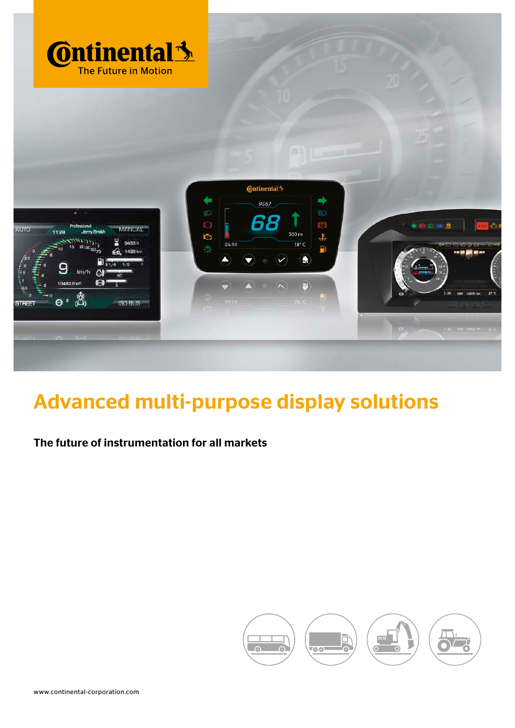# Advanced multi-purpose display solutions

**The future of instrumentation for all markets**

www.continental-corporation.com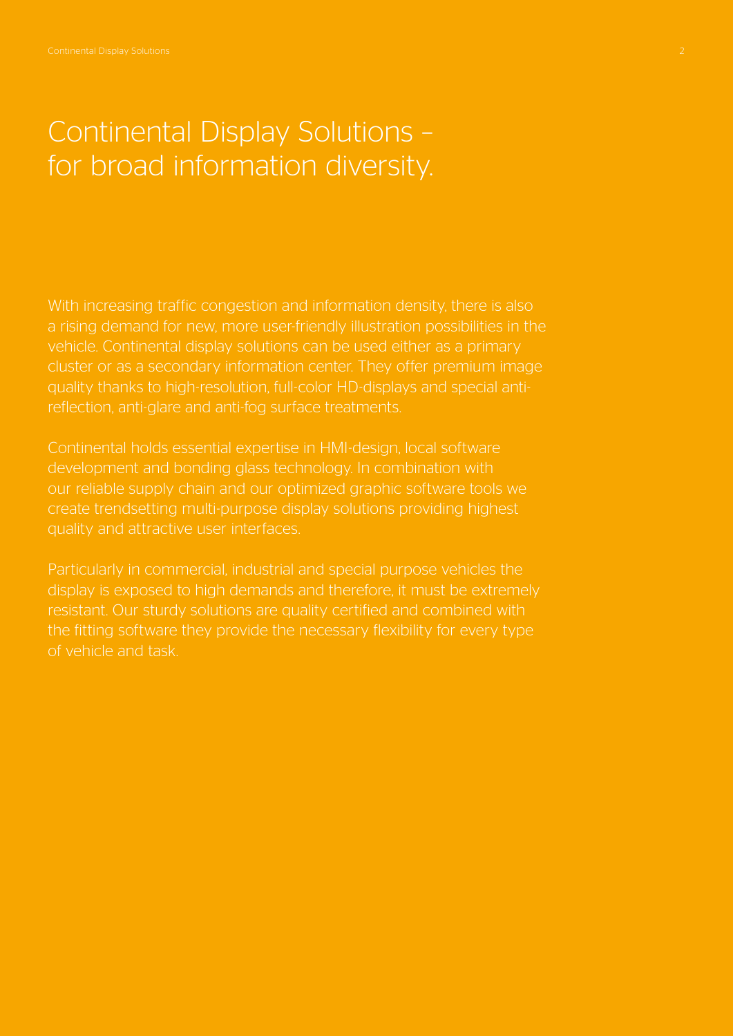# Continental Display Solutions – for broad information diversity.

With increasing traffic congestion and information density, there is also a rising demand for new, more user-friendly illustration possibilities in the vehicle. Continental display solutions can be used either as a primary cluster or as a secondary information center. They offer premium image quality thanks to high-resolution, full-color HD-displays and special anti-reflection, anti-glare and anti-fog surface treatments.

Continental holds essential expertise in HMI-design, local software development and bonding glass technology. In combination with our reliable supply chain and our optimized graphic software tools we create trendsetting multi-purpose display solutions providing highest quality and attractive user interfaces.

Particularly in commercial, industrial and special purpose vehicles the display is exposed to high demands and therefore, it must be extremely resistant. Our sturdy solutions are quality certified and combined with the fitting software they provide the necessary flexibility for every type of vehicle and task.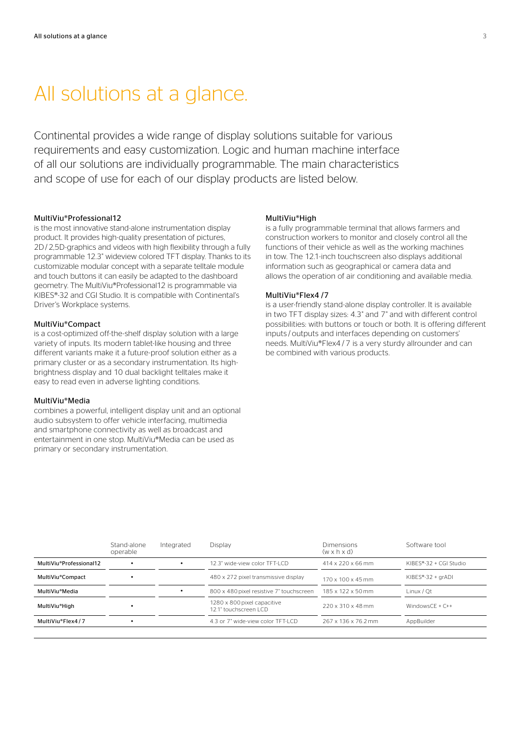# All solutions at a glance.

Continental provides a wide range of display solutions suitable for various requirements and easy customization. Logic and human machine interface of all our solutions are individually programmable. The main characteristics and scope of use for each of our display products are listed below.

### MultiViu®Professional12

is the most innovative stand-alone instrumentation display product. It provides high-quality presentation of pictures, 2D / 2,5D-graphics and videos with high flexibility through a fully programmable 12.3" wideview colored TFT display. Thanks to its customizable modular concept with a separate telltale module and touch buttons it can easily be adapted to the dashboard geometry. The MultiViu®Professional12 is programmable via KIBES®-32 and CGI Studio. It is compatible with Continental's Driver's Workplace systems.

### MultiViu®Compact

is a cost-optimized off-the-shelf display solution with a large variety of inputs. Its modern tablet-like housing and three different variants make it a future-proof solution either as a primary cluster or as a secondary instrumentation. Its high-brightness display and 10 dual backlight telltales make it easy to read even in adverse lighting conditions.

### MultiViu®Media

combines a powerful, intelligent display unit and an optional audio subsystem to offer vehicle interfacing, multimedia and smartphone connectivity as well as broadcast and entertainment in one stop. MultiViu®Media can be used as primary or secondary instrumentation.

### MultiViu®High

is a fully programmable terminal that allows farmers and construction workers to monitor and closely control all the functions of their vehicle as well as the working machines in tow. The 12.1-inch touchscreen also displays additional information such as geographical or camera data and allows the operation of air conditioning and available media.

### MultiViu®Flex4 /7

is a user-friendly stand-alone display controller. It is available in two TFT display sizes: 4.3" and 7" and with different control possibilities: with buttons or touch or both. It is offering different inputs / outputs and interfaces depending on customers' needs. MultiViu®Flex4 / 7 is a very sturdy allrounder and can be combined with various products.

| | Stand-alone operable | Integrated | Display | Dimensions (w x h x d) | Software tool |
|---|---|---|---|---|---|
| MultiViu®Professional12 | • | • | 12.3" wide-view color TFT-LCD | 414 x 220 x 66 mm | KIBES®-32 + CGI Studio |
| MultiViu®Compact | • | | 480 x 272 pixel transmissive display | 170 x 100 x 45 mm | KIBES®-32 + grADI |
| MultiViu®Media | | • | 800 x 480 pixel resistive 7" touchscreen | 185 x 122 x 50 mm | Linux / Qt |
| MultiViu®High | • | | 1280 x 800 pixel capacitive 12.1" touchscreen LCD | 220 x 310 x 48 mm | WindowsCE + C++ |
| MultiViu®Flex4 / 7 | • | | 4.3 or 7" wide-view color TFT-LCD | 267 x 136 x 76.2 mm | AppBuilder |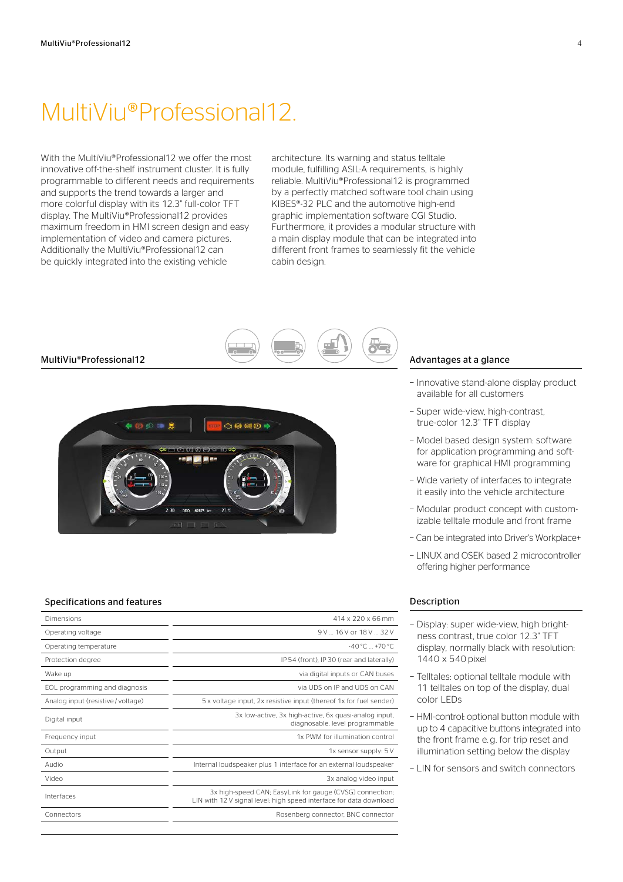# MultiViu®Professional12.

With the MultiViu®Professional12 we offer the most innovative off-the-shelf instrument cluster. It is fully programmable to different needs and requirements and supports the trend towards a larger and more colorful display with its 12.3" full-color TFT display. The MultiViu®Professional12 provides maximum freedom in HMI screen design and easy implementation of video and camera pictures. Additionally the MultiViu®Professional12 can be quickly integrated into the existing vehicle architecture. Its warning and status telltale module, fulfilling ASIL-A requirements, is highly reliable. MultiViu®Professional12 is programmed by a perfectly matched software tool chain using KIBES®-32 PLC and the automotive high-end graphic implementation software CGI Studio. Furthermore, it provides a modular structure with a main display module that can be integrated into different front frames to seamlessly fit the vehicle cabin design.

## MultiViu®Professional12

## Advantages at a glance

- Innovative stand-alone display product available for all customers
- Super wide-view, high-contrast, true-color 12.3" TFT display
- Model based design system: software for application programming and software for graphical HMI programming
- Wide variety of interfaces to integrate it easily into the vehicle architecture
- Modular product concept with customizable telltale module and front frame
- Can be integrated into Driver's Workplace+
- LINUX and OSEK based 2 microcontroller offering higher performance

## Specifications and features

| Specification | Value |
|---|---|
| Dimensions | 414 x 220 x 66 mm |
| Operating voltage | 9 V ... 16 V or 18 V ... 32 V |
| Operating temperature | -40 °C ... +70 °C |
| Protection degree | IP 54 (front), IP 30 (rear and laterally) |
| Wake up | via digital inputs or CAN buses |
| EOL programming and diagnosis | via UDS on IP and UDS on CAN |
| Analog input (resistive / voltage) | 5 x voltage input, 2x resistive input (thereof 1x for fuel sender) |
| Digital input | 3x low-active, 3x high-active, 6x quasi-analog input, diagnosable, level programmable |
| Frequency input | 1x PWM for illumination control |
| Output | 1x sensor supply: 5 V |
| Audio | Internal loudspeaker plus 1 interface for an external loudspeaker |
| Video | 3x analog video input |
| Interfaces | 3x high-speed CAN; EasyLink for gauge (CVSG) connection; LIN with 12 V signal level; high speed interface for data download |
| Connectors | Rosenberg connector, BNC connector |

## Description

- Display: super wide-view, high brightness contrast, true color 12.3" TFT display, normally black with resolution: 1440 x 540 pixel
- Telltales: optional telltale module with 11 telltales on top of the display, dual color LEDs
- HMI-control: optional button module with up to 4 capacitive buttons integrated into the front frame e.g. for trip reset and illumination setting below the display
- LIN for sensors and switch connectors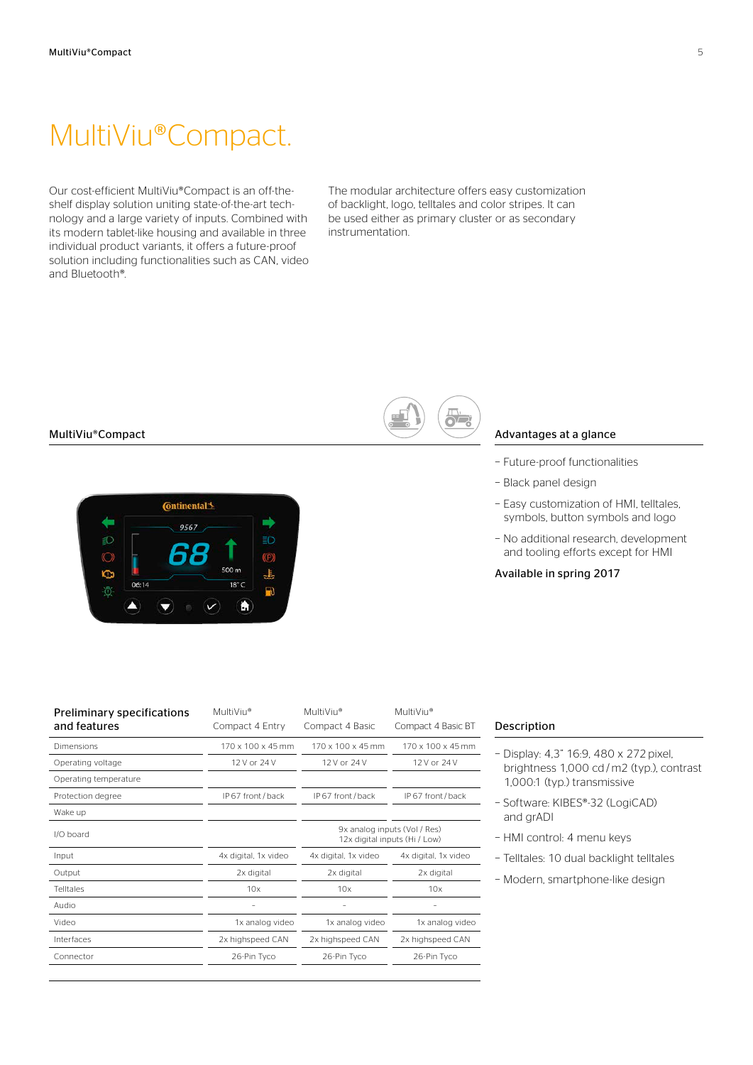# MultiViu®Compact.

Our cost-efficient MultiViu®Compact is an off-the-shelf display solution uniting state-of-the-art technology and a large variety of inputs. Combined with its modern tablet-like housing and available in three individual product variants, it offers a future-proof solution including functionalities such as CAN, video and Bluetooth®.

The modular architecture offers easy customization of backlight, logo, telltales and color stripes. It can be used either as primary cluster or as secondary instrumentation.

## MultiViu®Compact

## Advantages at a glance

- Future-proof functionalities
- Black panel design
- Easy customization of HMI, telltales, symbols, button symbols and logo
- No additional research, development and tooling efforts except for HMI

**Available in spring 2017**

## Preliminary specifications and features

| | MultiViu® Compact 4 Entry | MultiViu® Compact 4 Basic | MultiViu® Compact 4 Basic BT |
|---|---|---|---|
| Dimensions | 170 x 100 x 45 mm | 170 x 100 x 45 mm | 170 x 100 x 45 mm |
| Operating voltage | 12 V or 24 V | 12 V or 24 V | 12 V or 24 V |
| Operating temperature | | | |
| Protection degree | IP 67 front / back | IP 67 front / back | IP 67 front / back |
| Wake up | | | |
| I/O board | | 9x analog inputs (Vol / Res) 12x digital inputs (Hi / Low) | |
| Input | 4x digital, 1x video | 4x digital, 1x video | 4x digital, 1x video |
| Output | 2x digital | 2x digital | 2x digital |
| Telltales | 10x | 10x | 10x |
| Audio | – | – | – |
| Video | 1x analog video | 1x analog video | 1x analog video |
| Interfaces | 2x highspeed CAN | 2x highspeed CAN | 2x highspeed CAN |
| Connector | 26-Pin Tyco | 26-Pin Tyco | 26-Pin Tyco |

## Description

- Display: 4,3" 16:9, 480 x 272 pixel, brightness 1,000 cd / m2 (typ.), contrast 1,000:1 (typ.) transmissive
- Software: KIBES®-32 (LogiCAD) and grADI
- HMI control: 4 menu keys
- Telltales: 10 dual backlight telltales
- Modern, smartphone-like design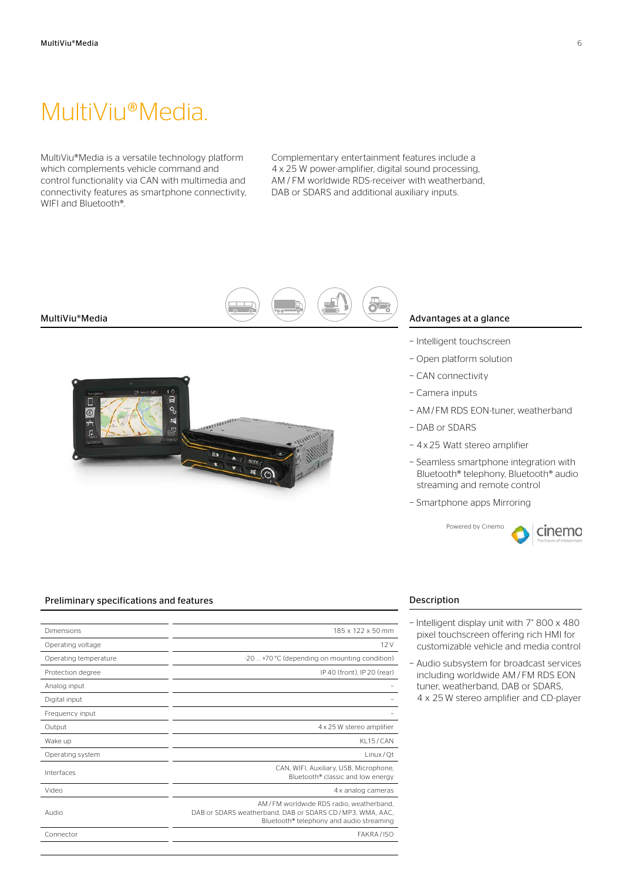# MultiViu®Media.

MultiViu®Media is a versatile technology platform which complements vehicle command and control functionality via CAN with multimedia and connectivity features as smartphone connectivity, WIFI and Bluetooth®.

Complementary entertainment features include a 4 x 25 W power-amplifier, digital sound processing, AM / FM worldwide RDS-receiver with weatherband, DAB or SDARS and additional auxiliary inputs.

## MultiViu®Media

## Advantages at a glance

- Intelligent touchscreen
- Open platform solution
- CAN connectivity
- Camera inputs
- AM / FM RDS EON-tuner, weatherband
- DAB or SDARS
- 4 x 25 Watt stereo amplifier
- Seamless smartphone integration with Bluetooth® telephony, Bluetooth® audio streaming and remote control
- Smartphone apps Mirroring

Powered by Cinemo

## Preliminary specifications and features

| | |
|---|---|
| Dimensions | 185 x 122 x 50 mm |
| Operating voltage | 12 V |
| Operating temperature | -20 … +70 °C (depending on mounting condition) |
| Protection degree | IP 40 (front), IP 20 (rear) |
| Analog input | – |
| Digital input | – |
| Frequency input | – |
| Output | 4 x 25 W stereo amplifier |
| Wake up | KL15 / CAN |
| Operating system | Linux / Qt |
| Interfaces | CAN, WIFI, Auxiliary, USB, Microphone, Bluetooth® classic and low energy |
| Video | 4 x analog cameras |
| Audio | AM / FM worldwide RDS radio, weatherband, DAB or SDARS weatherband, DAB or SDARS CD / MP3, WMA, AAC, Bluetooth® telephony and audio streaming |
| Connector | FAKRA / ISO |

## Description

- Intelligent display unit with 7" 800 x 480 pixel touchscreen offering rich HMI for customizable vehicle and media control
- Audio subsystem for broadcast services including worldwide AM / FM RDS EON tuner, weatherband, DAB or SDARS, 4 x 25 W stereo amplifier and CD-player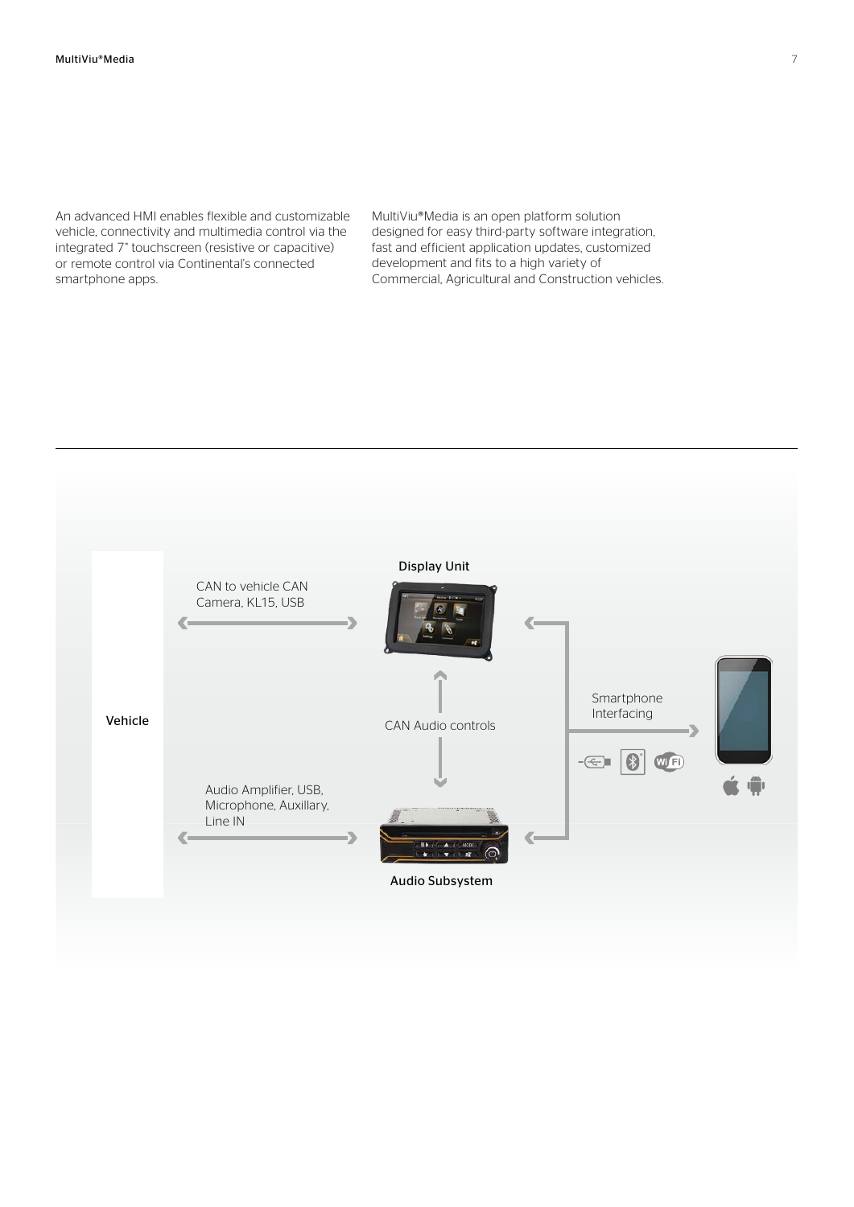An advanced HMI enables flexible and customizable vehicle, connectivity and multimedia control via the integrated 7" touchscreen (resistive or capacitive) or remote control via Continental's connected smartphone apps.

MultiViu®Media is an open platform solution designed for easy third-party software integration, fast and efficient application updates, customized development and fits to a high variety of Commercial, Agricultural and Construction vehicles.

---

Vehicle

CAN to vehicle CAN
Camera, KL15, USB

Display Unit

CAN Audio controls

Audio Amplifier, USB,
Microphone, Auxillary,
Line IN

Audio Subsystem

Smartphone
Interfacing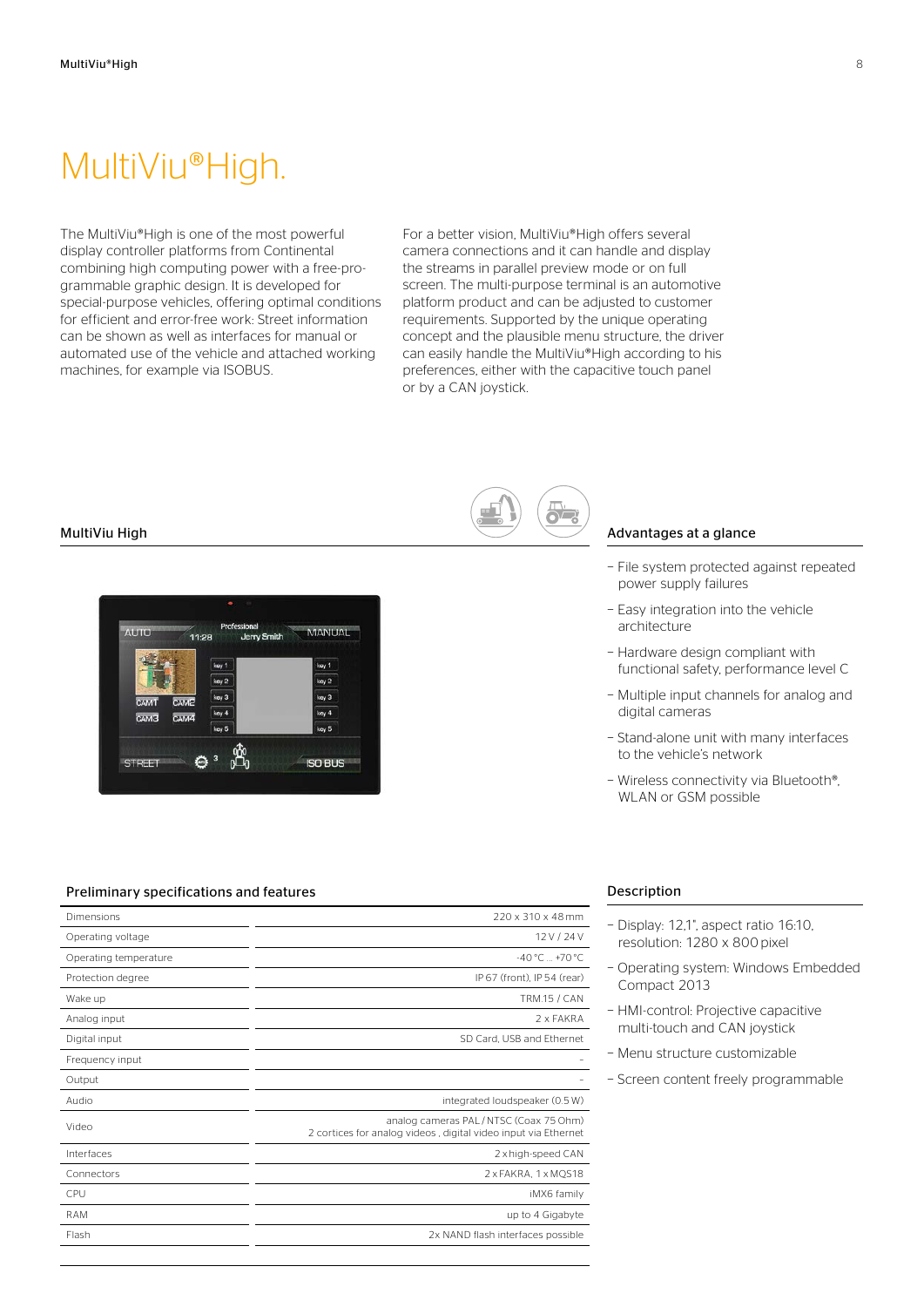# MultiViu®High.

The MultiViu®High is one of the most powerful display controller platforms from Continental combining high computing power with a free-programmable graphic design. It is developed for special-purpose vehicles, offering optimal conditions for efficient and error-free work: Street information can be shown as well as interfaces for manual or automated use of the vehicle and attached working machines, for example via ISOBUS.

For a better vision, MultiViu®High offers several camera connections and it can handle and display the streams in parallel preview mode or on full screen. The multi-purpose terminal is an automotive platform product and can be adjusted to customer requirements. Supported by the unique operating concept and the plausible menu structure, the driver can easily handle the MultiViu®High according to his preferences, either with the capacitive touch panel or by a CAN joystick.

## MultiViu High

## Advantages at a glance

- File system protected against repeated power supply failures
- Easy integration into the vehicle architecture
- Hardware design compliant with functional safety, performance level C
- Multiple input channels for analog and digital cameras
- Stand-alone unit with many interfaces to the vehicle's network
- Wireless connectivity via Bluetooth®, WLAN or GSM possible

## Preliminary specifications and features

| | |
|---|---|
| Dimensions | 220 x 310 x 48 mm |
| Operating voltage | 12 V / 24 V |
| Operating temperature | -40 °C ... +70 °C |
| Protection degree | IP 67 (front), IP 54 (rear) |
| Wake up | TRM.15 / CAN |
| Analog input | 2 x FAKRA |
| Digital input | SD Card, USB and Ethernet |
| Frequency input | – |
| Output | – |
| Audio | integrated loudspeaker (0.5 W) |
| Video | analog cameras PAL / NTSC (Coax 75 Ohm)<br>2 cortices for analog videos , digital video input via Ethernet |
| Interfaces | 2 x high-speed CAN |
| Connectors | 2 x FAKRA, 1 x MQS18 |
| CPU | iMX6 family |
| RAM | up to 4 Gigabyte |
| Flash | 2x NAND flash interfaces possible |

## Description

- Display: 12,1", aspect ratio 16:10, resolution: 1280 x 800 pixel
- Operating system: Windows Embedded Compact 2013
- HMI-control: Projective capacitive multi-touch and CAN joystick
- Menu structure customizable
- Screen content freely programmable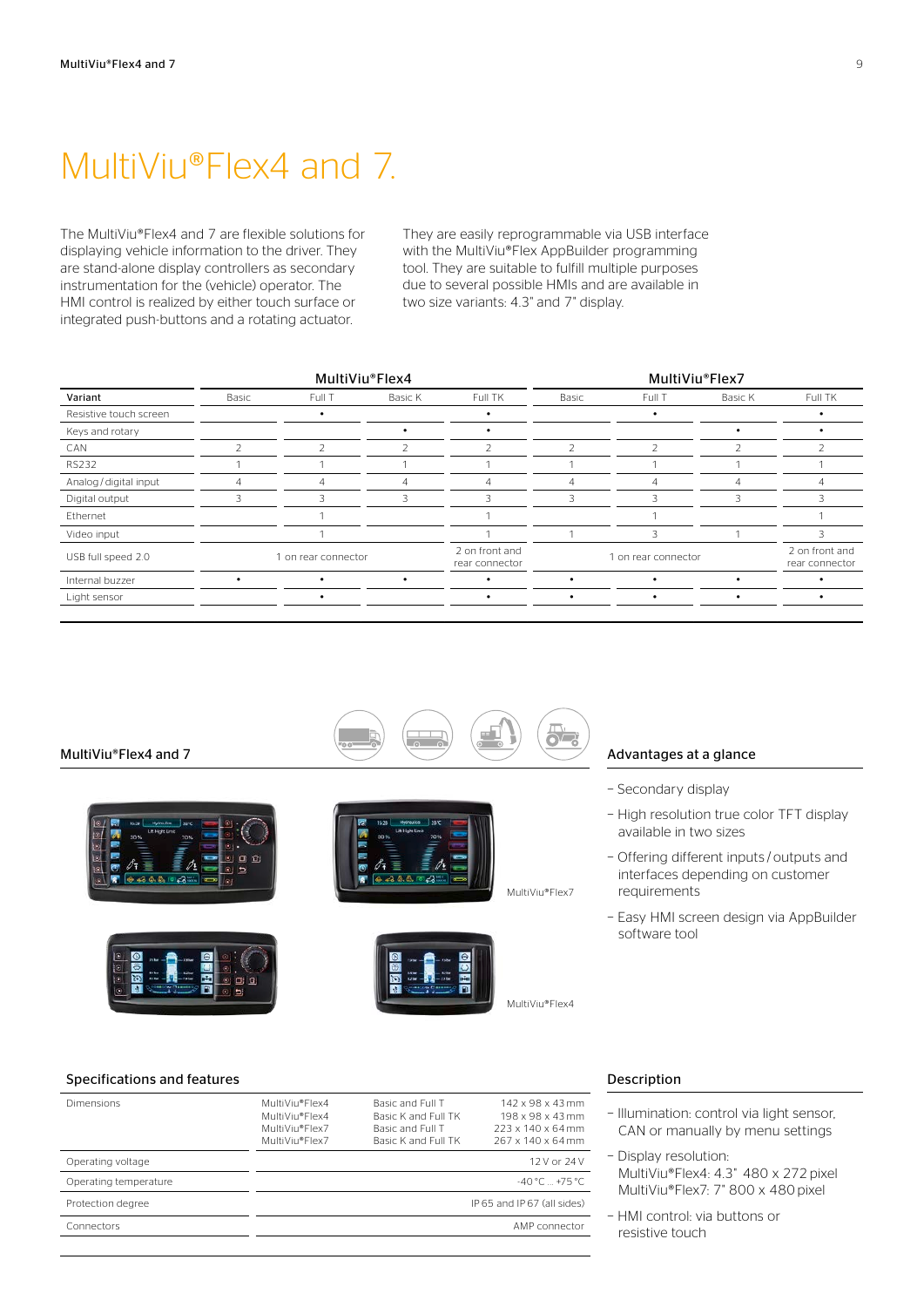# MultiViu®Flex4 and 7.

The MultiViu®Flex4 and 7 are flexible solutions for displaying vehicle information to the driver. They are stand-alone display controllers as secondary instrumentation for the (vehicle) operator. The HMI control is realized by either touch surface or integrated push-buttons and a rotating actuator.

They are easily reprogrammable via USB interface with the MultiViu®Flex AppBuilder programming tool. They are suitable to fulfill multiple purposes due to several possible HMIs and are available in two size variants: 4.3" and 7" display.

| | MultiViu®Flex4 | | | | MultiViu®Flex7 | | | |
|---|---|---|---|---|---|---|---|---|
| **Variant** | Basic | Full T | Basic K | Full TK | Basic | Full T | Basic K | Full TK |
| Resistive touch screen | | • | | • | | • | | • |
| Keys and rotary | | | • | • | | | • | • |
| CAN | 2 | 2 | 2 | 2 | 2 | 2 | 2 | 2 |
| RS232 | 1 | 1 | 1 | 1 | 1 | 1 | 1 | 1 |
| Analog / digital input | 4 | 4 | 4 | 4 | 4 | 4 | 4 | 4 |
| Digital output | 3 | 3 | 3 | 3 | 3 | 3 | 3 | 3 |
| Ethernet | | 1 | | 1 | | 1 | | 1 |
| Video input | | 1 | | 1 | 1 | 3 | 1 | 3 |
| USB full speed 2.0 | 1 on rear connector | | | 2 on front and rear connector | 1 on rear connector | | | 2 on front and rear connector |
| Internal buzzer | • | • | • | • | • | • | • | • |
| Light sensor | | • | | • | • | • | • | • |

## MultiViu®Flex4 and 7

MultiViu®Flex7

MultiViu®Flex4

## Advantages at a glance

- Secondary display
- High resolution true color TFT display available in two sizes
- Offering different inputs / outputs and interfaces depending on customer requirements
- Easy HMI screen design via AppBuilder software tool

## Specifications and features

| | | | |
|---|---|---|---|
| Dimensions | MultiViu®Flex4<br>MultiViu®Flex4<br>MultiViu®Flex7<br>MultiViu®Flex7 | Basic and Full T<br>Basic K and Full TK<br>Basic and Full T<br>Basic K and Full TK | 142 x 98 x 43 mm<br>198 x 98 x 43 mm<br>223 x 140 x 64 mm<br>267 x 140 x 64 mm |
| Operating voltage | | | 12 V or 24 V |
| Operating temperature | | | -40 °C … +75 °C |
| Protection degree | | | IP 65 and IP 67 (all sides) |
| Connectors | | | AMP connector |

## Description

- Illumination: control via light sensor, CAN or manually by menu settings
- Display resolution:
  MultiViu®Flex4: 4.3" 480 x 272 pixel
  MultiViu®Flex7: 7" 800 x 480 pixel
- HMI control: via buttons or resistive touch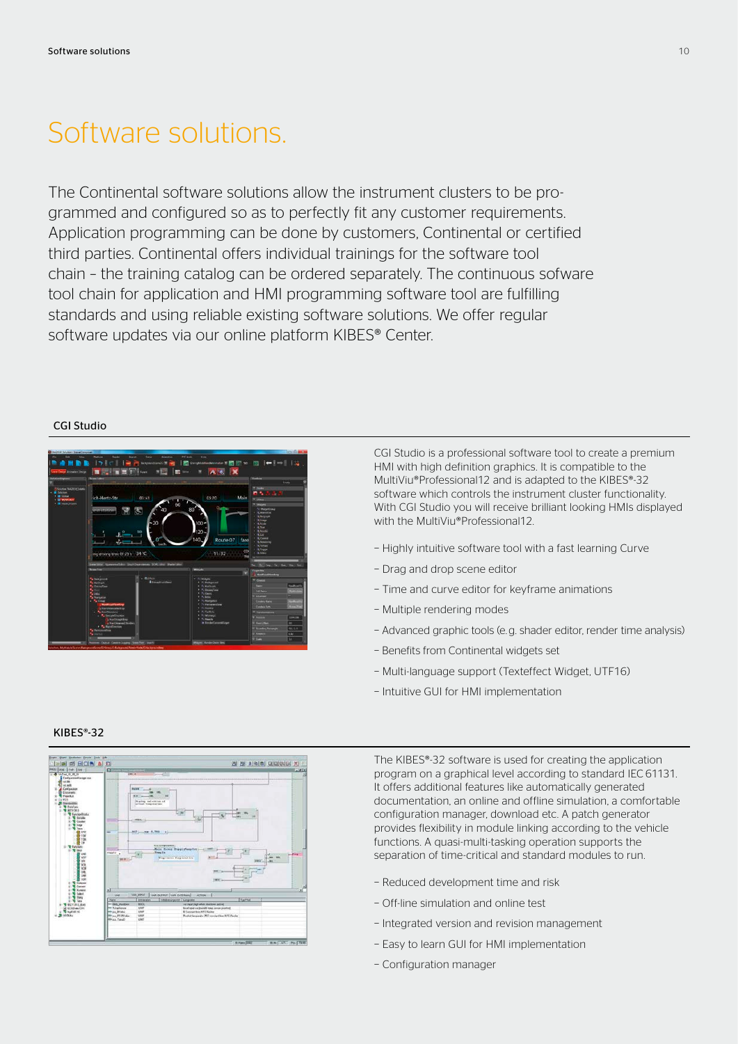# Software solutions.

The Continental software solutions allow the instrument clusters to be programmed and configured so as to perfectly fit any customer requirements. Application programming can be done by customers, Continental or certified third parties. Continental offers individual trainings for the software tool chain – the training catalog can be ordered separately. The continuous sofware tool chain for application and HMI programming software tool are fulfilling standards and using reliable existing software solutions. We offer regular software updates via our online platform KIBES® Center.

## CGI Studio

CGI Studio is a professional software tool to create a premium HMI with high definition graphics. It is compatible to the MultiViu®Professional12 and is adapted to the KIBES®-32 software which controls the instrument cluster functionality. With CGI Studio you will receive brilliant looking HMIs displayed with the MultiViu®Professional12.

- Highly intuitive software tool with a fast learning Curve
- Drag and drop scene editor
- Time and curve editor for keyframe animations
- Multiple rendering modes
- Advanced graphic tools (e.g. shader editor, render time analysis)
- Benefits from Continental widgets set
- Multi-language support (Texteffect Widget, UTF16)
- Intuitive GUI for HMI implementation

## KIBES®-32

The KIBES®-32 software is used for creating the application program on a graphical level according to standard IEC 61131. It offers additional features like automatically generated documentation, an online and offline simulation, a comfortable configuration manager, download etc. A patch generator provides flexibility in module linking according to the vehicle functions. A quasi-multi-tasking operation supports the separation of time-critical and standard modules to run.

- Reduced development time and risk
- Off-line simulation and online test
- Integrated version and revision management
- Easy to learn GUI for HMI implementation
- Configuration manager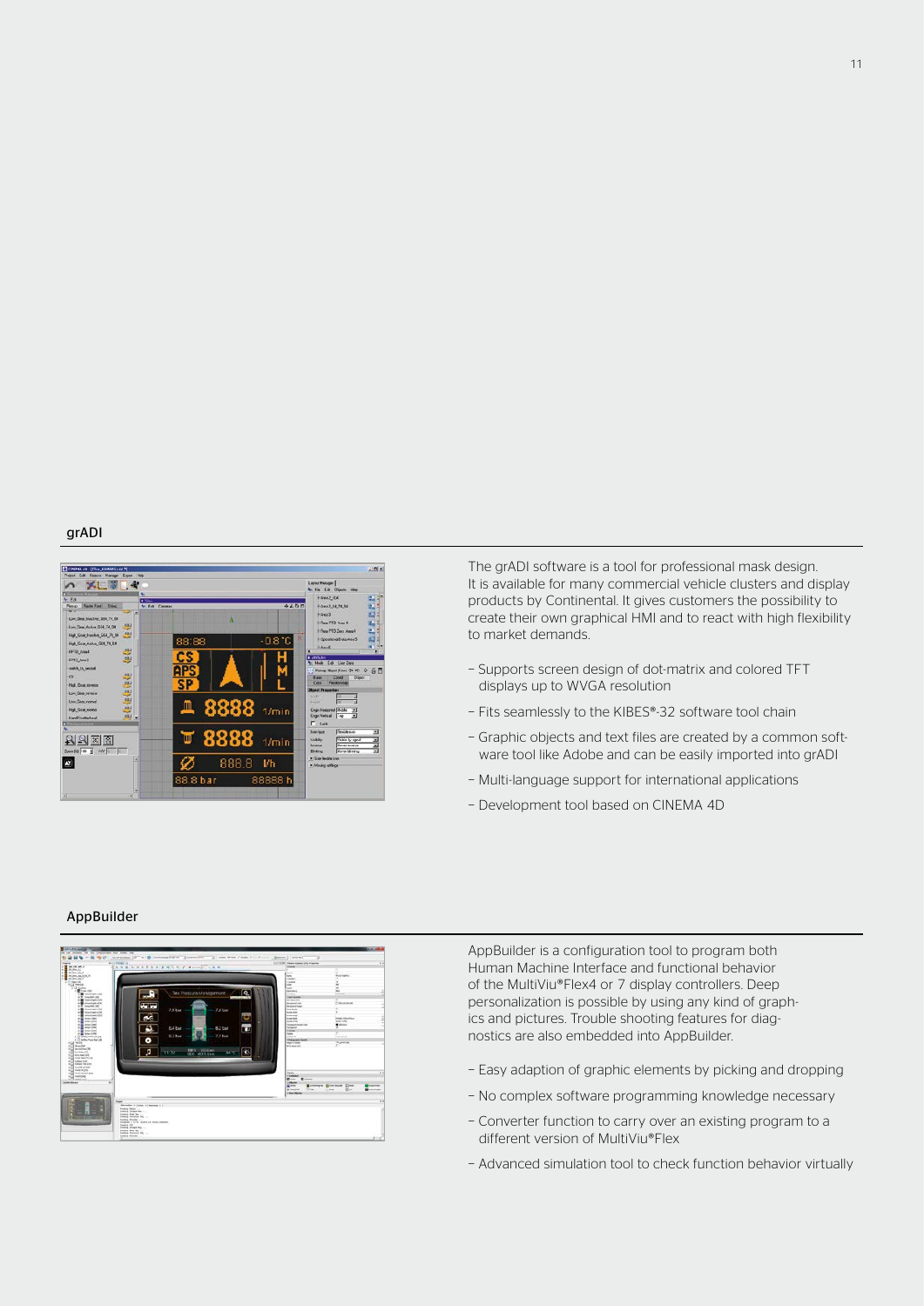## grADI

The grADI software is a tool for professional mask design. It is available for many commercial vehicle clusters and display products by Continental. It gives customers the possibility to create their own graphical HMI and to react with high flexibility to market demands.

- Supports screen design of dot-matrix and colored TFT displays up to WVGA resolution
- Fits seamlessly to the KIBES®-32 software tool chain
- Graphic objects and text files are created by a common software tool like Adobe and can be easily imported into grADI
- Multi-language support for international applications
- Development tool based on CINEMA 4D

## AppBuilder

AppBuilder is a configuration tool to program both Human Machine Interface and functional behavior of the MultiViu®Flex4 or 7 display controllers. Deep personalization is possible by using any kind of graphics and pictures. Trouble shooting features for diagnostics are also embedded into AppBuilder.

- Easy adaption of graphic elements by picking and dropping
- No complex software programming knowledge necessary
- Converter function to carry over an existing program to a different version of MultiViu®Flex
- Advanced simulation tool to check function behavior virtually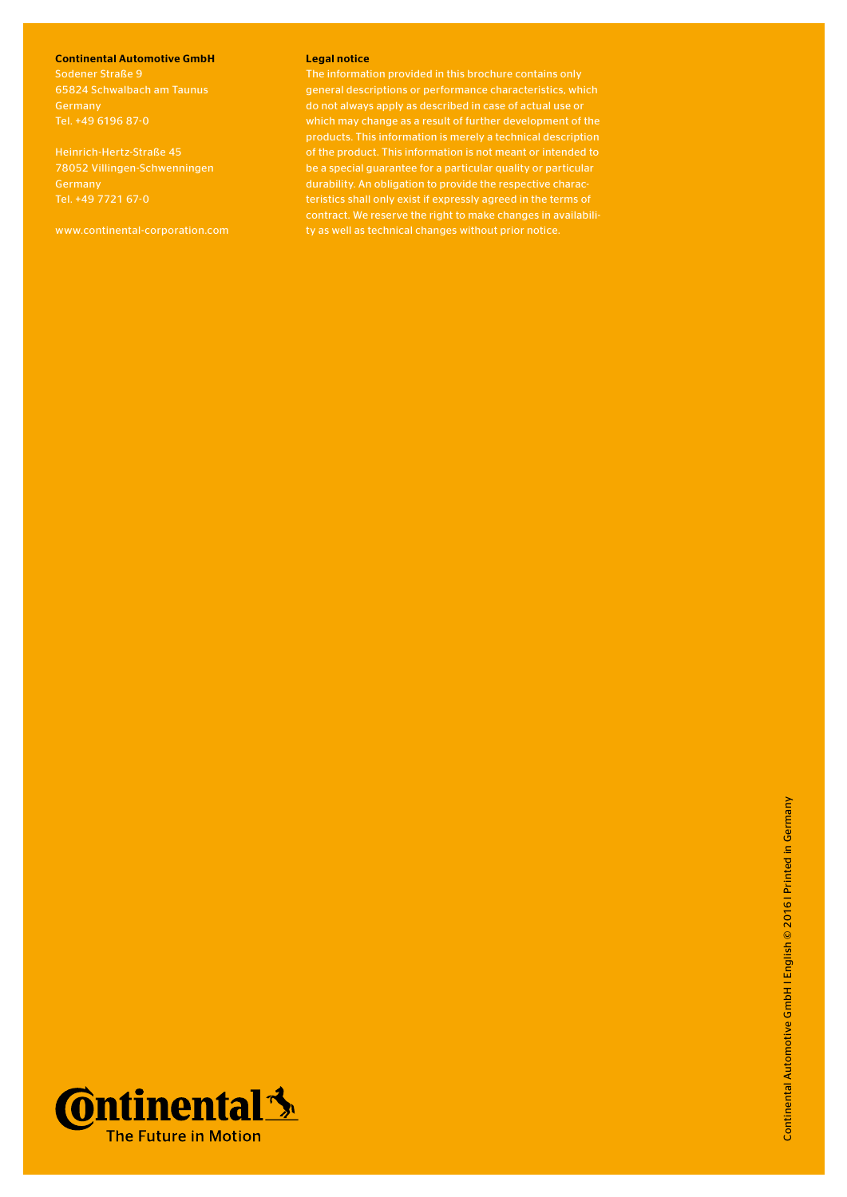**Continental Automotive GmbH**
Sodener Straße 9
65824 Schwalbach am Taunus
Germany
Tel. +49 6196 87-0

Heinrich-Hertz-Straße 45
78052 Villingen-Schwenningen
Germany
Tel. +49 7721 67-0

www.continental-corporation.com

**Legal notice**

The information provided in this brochure contains only general descriptions or performance characteristics, which do not always apply as described in case of actual use or which may change as a result of further development of the products. This information is merely a technical description of the product. This information is not meant or intended to be a special guarantee for a particular quality or particular durability. An obligation to provide the respective characteristics shall only exist if expressly agreed in the terms of contract. We reserve the right to make changes in availability as well as technical changes without prior notice.

Continental
The Future in Motion

Continental Automotive GmbH | English © 2016 | Printed in Germany